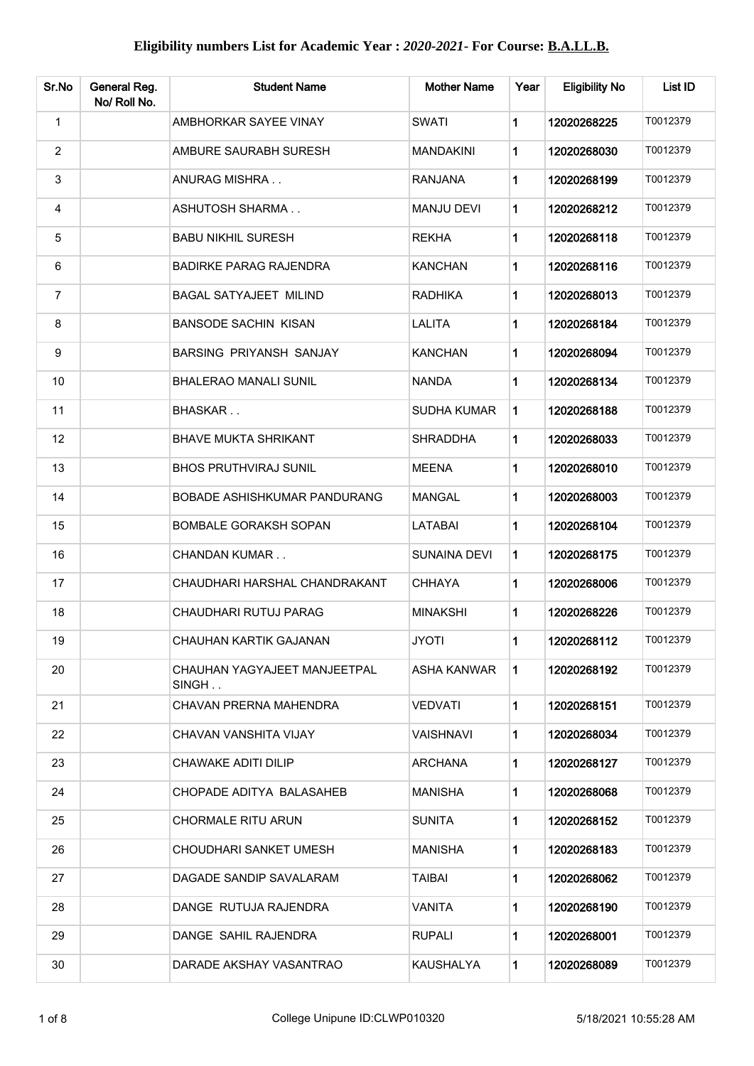# Eligibility numbers List for Academic Year : *2020-2021*- For Course: B.A.LL.B.

| Sr.No | General Reg. No/ Roll No. | Student Name | Mother Name | Year | Eligibility No | List ID |
|---|---|---|---|---|---|---|
| 1 | | AMBHORKAR SAYEE VINAY | SWATI | 1 | 12020268225 | T0012379 |
| 2 | | AMBURE SAURABH SURESH | MANDAKINI | 1 | 12020268030 | T0012379 |
| 3 | | ANURAG MISHRA . . | RANJANA | 1 | 12020268199 | T0012379 |
| 4 | | ASHUTOSH SHARMA . . | MANJU DEVI | 1 | 12020268212 | T0012379 |
| 5 | | BABU NIKHIL SURESH | REKHA | 1 | 12020268118 | T0012379 |
| 6 | | BADIRKE PARAG RAJENDRA | KANCHAN | 1 | 12020268116 | T0012379 |
| 7 | | BAGAL SATYAJEET MILIND | RADHIKA | 1 | 12020268013 | T0012379 |
| 8 | | BANSODE SACHIN KISAN | LALITA | 1 | 12020268184 | T0012379 |
| 9 | | BARSING PRIYANSH SANJAY | KANCHAN | 1 | 12020268094 | T0012379 |
| 10 | | BHALERAO MANALI SUNIL | NANDA | 1 | 12020268134 | T0012379 |
| 11 | | BHASKAR . . | SUDHA KUMAR | 1 | 12020268188 | T0012379 |
| 12 | | BHAVE MUKTA SHRIKANT | SHRADDHA | 1 | 12020268033 | T0012379 |
| 13 | | BHOS PRUTHVIRAJ SUNIL | MEENA | 1 | 12020268010 | T0012379 |
| 14 | | BOBADE ASHISHKUMAR PANDURANG | MANGAL | 1 | 12020268003 | T0012379 |
| 15 | | BOMBALE GORAKSH SOPAN | LATABAI | 1 | 12020268104 | T0012379 |
| 16 | | CHANDAN KUMAR . . | SUNAINA DEVI | 1 | 12020268175 | T0012379 |
| 17 | | CHAUDHARI HARSHAL CHANDRAKANT | CHHAYA | 1 | 12020268006 | T0012379 |
| 18 | | CHAUDHARI RUTUJ PARAG | MINAKSHI | 1 | 12020268226 | T0012379 |
| 19 | | CHAUHAN KARTIK GAJANAN | JYOTI | 1 | 12020268112 | T0012379 |
| 20 | | CHAUHAN YAGYAJEET MANJEETPAL SINGH . . | ASHA KANWAR | 1 | 12020268192 | T0012379 |
| 21 | | CHAVAN PRERNA MAHENDRA | VEDVATI | 1 | 12020268151 | T0012379 |
| 22 | | CHAVAN VANSHITA VIJAY | VAISHNAVI | 1 | 12020268034 | T0012379 |
| 23 | | CHAWAKE ADITI DILIP | ARCHANA | 1 | 12020268127 | T0012379 |
| 24 | | CHOPADE ADITYA BALASAHEB | MANISHA | 1 | 12020268068 | T0012379 |
| 25 | | CHORMALE RITU ARUN | SUNITA | 1 | 12020268152 | T0012379 |
| 26 | | CHOUDHARI SANKET UMESH | MANISHA | 1 | 12020268183 | T0012379 |
| 27 | | DAGADE SANDIP SAVALARAM | TAIBAI | 1 | 12020268062 | T0012379 |
| 28 | | DANGE RUTUJA RAJENDRA | VANITA | 1 | 12020268190 | T0012379 |
| 29 | | DANGE SAHIL RAJENDRA | RUPALI | 1 | 12020268001 | T0012379 |
| 30 | | DARADE AKSHAY VASANTRAO | KAUSHALYA | 1 | 12020268089 | T0012379 |

College Unipune ID:CLWP010320 5/18/2021 10:55:28 AM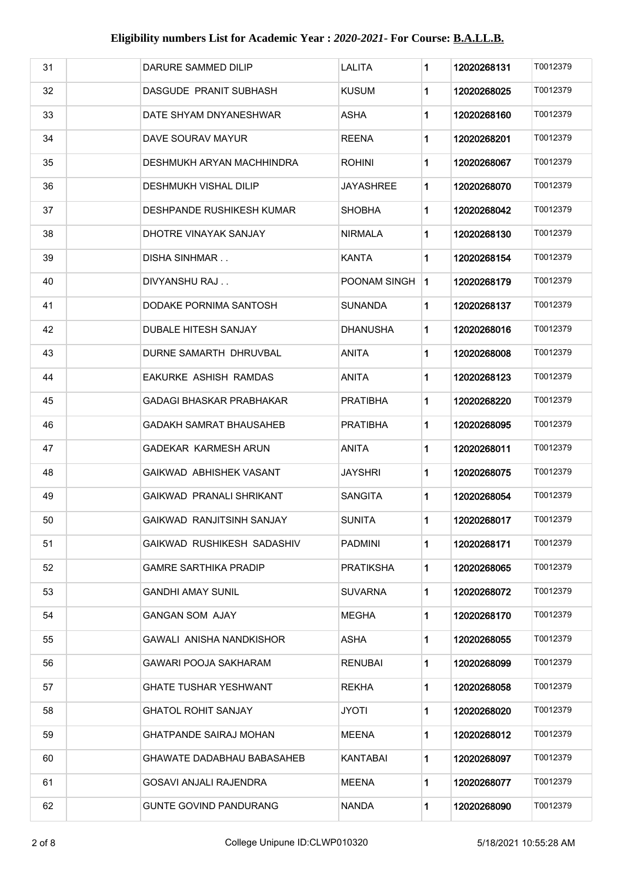# Eligibility numbers List for Academic Year : *2020-2021*- For Course: B.A.LL.B.

| | | | | | | |
|---|---|---|---|---|---|---|
| 31 | | DARURE SAMMED DILIP | LALITA | 1 | 12020268131 | T0012379 |
| 32 | | DASGUDE PRANIT SUBHASH | KUSUM | 1 | 12020268025 | T0012379 |
| 33 | | DATE SHYAM DNYANESHWAR | ASHA | 1 | 12020268160 | T0012379 |
| 34 | | DAVE SOURAV MAYUR | REENA | 1 | 12020268201 | T0012379 |
| 35 | | DESHMUKH ARYAN MACHHINDRA | ROHINI | 1 | 12020268067 | T0012379 |
| 36 | | DESHMUKH VISHAL DILIP | JAYASHREE | 1 | 12020268070 | T0012379 |
| 37 | | DESHPANDE RUSHIKESH KUMAR | SHOBHA | 1 | 12020268042 | T0012379 |
| 38 | | DHOTRE VINAYAK SANJAY | NIRMALA | 1 | 12020268130 | T0012379 |
| 39 | | DISHA SINHMAR . . | KANTA | 1 | 12020268154 | T0012379 |
| 40 | | DIVYANSHU RAJ . . | POONAM SINGH | 1 | 12020268179 | T0012379 |
| 41 | | DODAKE PORNIMA SANTOSH | SUNANDA | 1 | 12020268137 | T0012379 |
| 42 | | DUBALE HITESH SANJAY | DHANUSHA | 1 | 12020268016 | T0012379 |
| 43 | | DURNE SAMARTH DHRUVBAL | ANITA | 1 | 12020268008 | T0012379 |
| 44 | | EAKURKE ASHISH RAMDAS | ANITA | 1 | 12020268123 | T0012379 |
| 45 | | GADAGI BHASKAR PRABHAKAR | PRATIBHA | 1 | 12020268220 | T0012379 |
| 46 | | GADAKH SAMRAT BHAUSAHEB | PRATIBHA | 1 | 12020268095 | T0012379 |
| 47 | | GADEKAR KARMESH ARUN | ANITA | 1 | 12020268011 | T0012379 |
| 48 | | GAIKWAD ABHISHEK VASANT | JAYSHRI | 1 | 12020268075 | T0012379 |
| 49 | | GAIKWAD PRANALI SHRIKANT | SANGITA | 1 | 12020268054 | T0012379 |
| 50 | | GAIKWAD RANJITSINH SANJAY | SUNITA | 1 | 12020268017 | T0012379 |
| 51 | | GAIKWAD RUSHIKESH SADASHIV | PADMINI | 1 | 12020268171 | T0012379 |
| 52 | | GAMRE SARTHIKA PRADIP | PRATIKSHA | 1 | 12020268065 | T0012379 |
| 53 | | GANDHI AMAY SUNIL | SUVARNA | 1 | 12020268072 | T0012379 |
| 54 | | GANGAN SOM AJAY | MEGHA | 1 | 12020268170 | T0012379 |
| 55 | | GAWALI ANISHA NANDKISHOR | ASHA | 1 | 12020268055 | T0012379 |
| 56 | | GAWARI POOJA SAKHARAM | RENUBAI | 1 | 12020268099 | T0012379 |
| 57 | | GHATE TUSHAR YESHWANT | REKHA | 1 | 12020268058 | T0012379 |
| 58 | | GHATOL ROHIT SANJAY | JYOTI | 1 | 12020268020 | T0012379 |
| 59 | | GHATPANDE SAIRAJ MOHAN | MEENA | 1 | 12020268012 | T0012379 |
| 60 | | GHAWATE DADABHAU BABASAHEB | KANTABAI | 1 | 12020268097 | T0012379 |
| 61 | | GOSAVI ANJALI RAJENDRA | MEENA | 1 | 12020268077 | T0012379 |
| 62 | | GUNTE GOVIND PANDURANG | NANDA | 1 | 12020268090 | T0012379 |

College Unipune ID:CLWP010320 5/18/2021 10:55:28 AM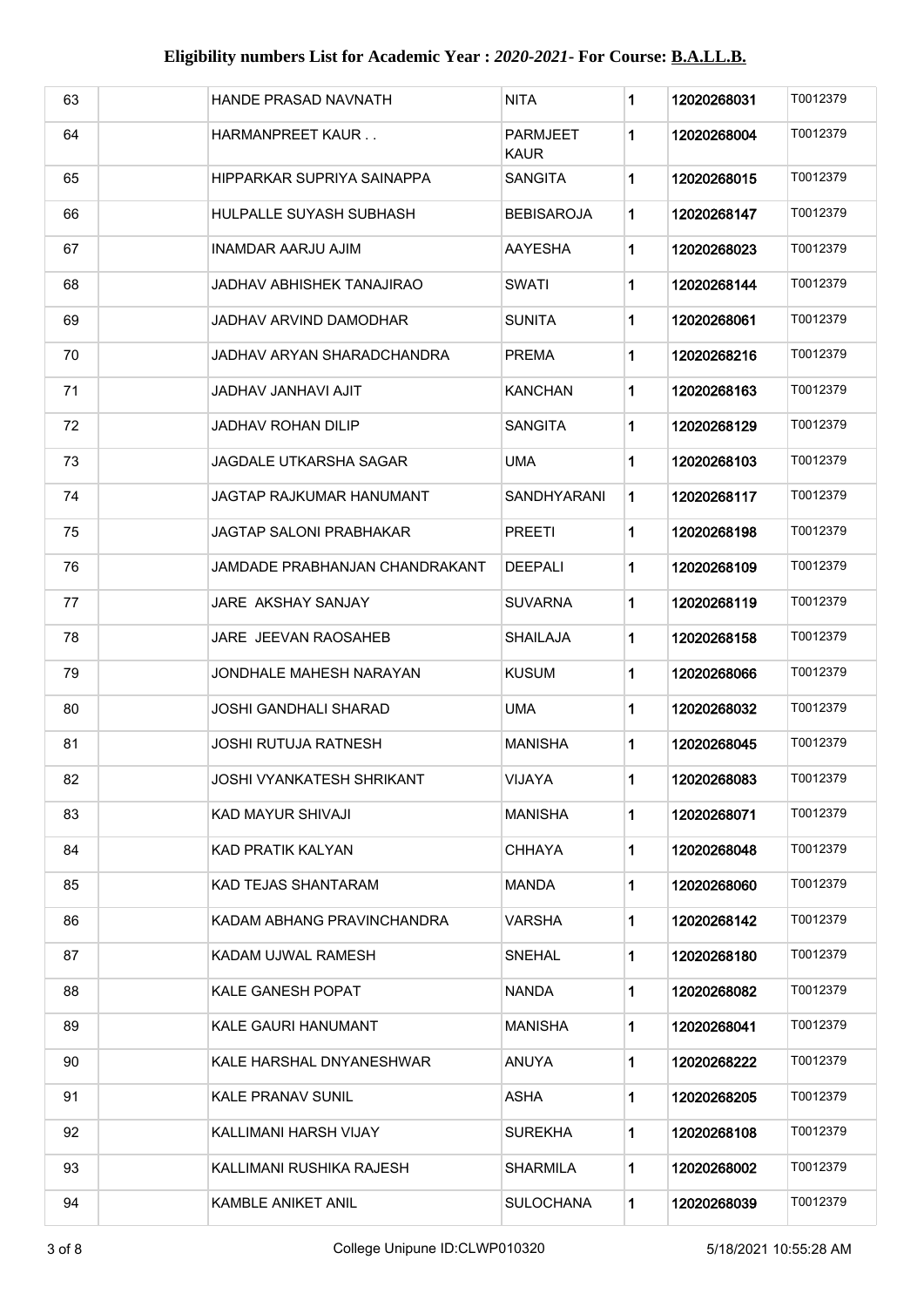# Eligibility numbers List for Academic Year : *2020-2021*- For Course: B.A.LL.B.

| | | | | | | |
|---|---|---|---|---|---|---|
| 63 | | HANDE PRASAD NAVNATH | NITA | 1 | 12020268031 | T0012379 |
| 64 | | HARMANPREET KAUR . . | PARMJEET KAUR | 1 | 12020268004 | T0012379 |
| 65 | | HIPPARKAR SUPRIYA SAINAPPA | SANGITA | 1 | 12020268015 | T0012379 |
| 66 | | HULPALLE SUYASH SUBHASH | BEBISAROJA | 1 | 12020268147 | T0012379 |
| 67 | | INAMDAR AARJU AJIM | AAYESHA | 1 | 12020268023 | T0012379 |
| 68 | | JADHAV ABHISHEK TANAJIRAO | SWATI | 1 | 12020268144 | T0012379 |
| 69 | | JADHAV ARVIND DAMODHAR | SUNITA | 1 | 12020268061 | T0012379 |
| 70 | | JADHAV ARYAN SHARADCHANDRA | PREMA | 1 | 12020268216 | T0012379 |
| 71 | | JADHAV JANHAVI AJIT | KANCHAN | 1 | 12020268163 | T0012379 |
| 72 | | JADHAV ROHAN DILIP | SANGITA | 1 | 12020268129 | T0012379 |
| 73 | | JAGDALE UTKARSHA SAGAR | UMA | 1 | 12020268103 | T0012379 |
| 74 | | JAGTAP RAJKUMAR HANUMANT | SANDHYARANI | 1 | 12020268117 | T0012379 |
| 75 | | JAGTAP SALONI PRABHAKAR | PREETI | 1 | 12020268198 | T0012379 |
| 76 | | JAMDADE PRABHANJAN CHANDRAKANT | DEEPALI | 1 | 12020268109 | T0012379 |
| 77 | | JARE AKSHAY SANJAY | SUVARNA | 1 | 12020268119 | T0012379 |
| 78 | | JARE JEEVAN RAOSAHEB | SHAILAJA | 1 | 12020268158 | T0012379 |
| 79 | | JONDHALE MAHESH NARAYAN | KUSUM | 1 | 12020268066 | T0012379 |
| 80 | | JOSHI GANDHALI SHARAD | UMA | 1 | 12020268032 | T0012379 |
| 81 | | JOSHI RUTUJA RATNESH | MANISHA | 1 | 12020268045 | T0012379 |
| 82 | | JOSHI VYANKATESH SHRIKANT | VIJAYA | 1 | 12020268083 | T0012379 |
| 83 | | KAD MAYUR SHIVAJI | MANISHA | 1 | 12020268071 | T0012379 |
| 84 | | KAD PRATIK KALYAN | CHHAYA | 1 | 12020268048 | T0012379 |
| 85 | | KAD TEJAS SHANTARAM | MANDA | 1 | 12020268060 | T0012379 |
| 86 | | KADAM ABHANG PRAVINCHANDRA | VARSHA | 1 | 12020268142 | T0012379 |
| 87 | | KADAM UJWAL RAMESH | SNEHAL | 1 | 12020268180 | T0012379 |
| 88 | | KALE GANESH POPAT | NANDA | 1 | 12020268082 | T0012379 |
| 89 | | KALE GAURI HANUMANT | MANISHA | 1 | 12020268041 | T0012379 |
| 90 | | KALE HARSHAL DNYANESHWAR | ANUYA | 1 | 12020268222 | T0012379 |
| 91 | | KALE PRANAV SUNIL | ASHA | 1 | 12020268205 | T0012379 |
| 92 | | KALLIMANI HARSH VIJAY | SUREKHA | 1 | 12020268108 | T0012379 |
| 93 | | KALLIMANI RUSHIKA RAJESH | SHARMILA | 1 | 12020268002 | T0012379 |
| 94 | | KAMBLE ANIKET ANIL | SULOCHANA | 1 | 12020268039 | T0012379 |

College Unipune ID:CLWP010320 5/18/2021 10:55:28 AM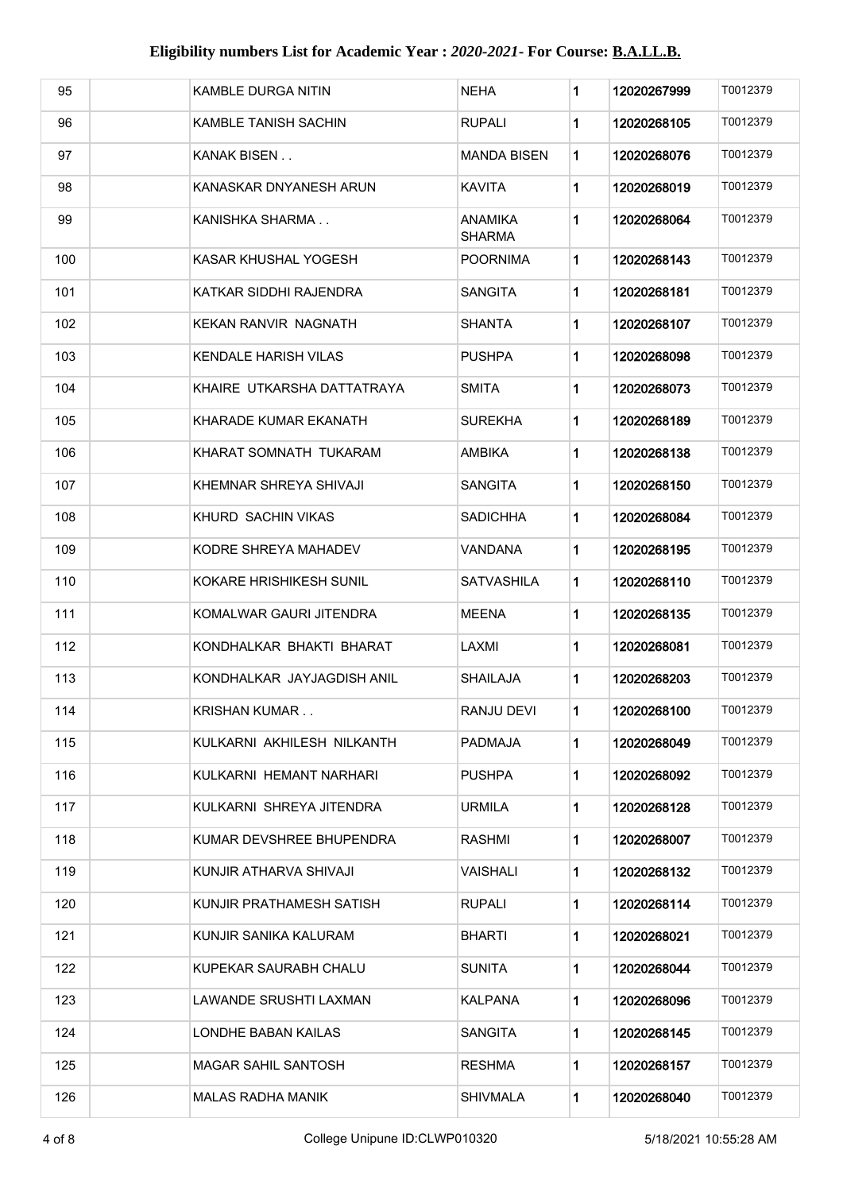# Eligibility numbers List for Academic Year : *2020-2021*- For Course: B.A.LL.B.

| | | | | | | |
|---|---|---|---|---|---|---|
| 95 | | KAMBLE DURGA NITIN | NEHA | 1 | 12020267999 | T0012379 |
| 96 | | KAMBLE TANISH SACHIN | RUPALI | 1 | 12020268105 | T0012379 |
| 97 | | KANAK BISEN . . | MANDA BISEN | 1 | 12020268076 | T0012379 |
| 98 | | KANASKAR DNYANESH ARUN | KAVITA | 1 | 12020268019 | T0012379 |
| 99 | | KANISHKA SHARMA . . | ANAMIKA SHARMA | 1 | 12020268064 | T0012379 |
| 100 | | KASAR KHUSHAL YOGESH | POORNIMA | 1 | 12020268143 | T0012379 |
| 101 | | KATKAR SIDDHI RAJENDRA | SANGITA | 1 | 12020268181 | T0012379 |
| 102 | | KEKAN RANVIR NAGNATH | SHANTA | 1 | 12020268107 | T0012379 |
| 103 | | KENDALE HARISH VILAS | PUSHPA | 1 | 12020268098 | T0012379 |
| 104 | | KHAIRE UTKARSHA DATTATRAYA | SMITA | 1 | 12020268073 | T0012379 |
| 105 | | KHARADE KUMAR EKANATH | SUREKHA | 1 | 12020268189 | T0012379 |
| 106 | | KHARAT SOMNATH TUKARAM | AMBIKA | 1 | 12020268138 | T0012379 |
| 107 | | KHEMNAR SHREYA SHIVAJI | SANGITA | 1 | 12020268150 | T0012379 |
| 108 | | KHURD SACHIN VIKAS | SADICHHA | 1 | 12020268084 | T0012379 |
| 109 | | KODRE SHREYA MAHADEV | VANDANA | 1 | 12020268195 | T0012379 |
| 110 | | KOKARE HRISHIKESH SUNIL | SATVASHILA | 1 | 12020268110 | T0012379 |
| 111 | | KOMALWAR GAURI JITENDRA | MEENA | 1 | 12020268135 | T0012379 |
| 112 | | KONDHALKAR BHAKTI BHARAT | LAXMI | 1 | 12020268081 | T0012379 |
| 113 | | KONDHALKAR JAYJAGDISH ANIL | SHAILAJA | 1 | 12020268203 | T0012379 |
| 114 | | KRISHAN KUMAR . . | RANJU DEVI | 1 | 12020268100 | T0012379 |
| 115 | | KULKARNI AKHILESH NILKANTH | PADMAJA | 1 | 12020268049 | T0012379 |
| 116 | | KULKARNI HEMANT NARHARI | PUSHPA | 1 | 12020268092 | T0012379 |
| 117 | | KULKARNI SHREYA JITENDRA | URMILA | 1 | 12020268128 | T0012379 |
| 118 | | KUMAR DEVSHREE BHUPENDRA | RASHMI | 1 | 12020268007 | T0012379 |
| 119 | | KUNJIR ATHARVA SHIVAJI | VAISHALI | 1 | 12020268132 | T0012379 |
| 120 | | KUNJIR PRATHAMESH SATISH | RUPALI | 1 | 12020268114 | T0012379 |
| 121 | | KUNJIR SANIKA KALURAM | BHARTI | 1 | 12020268021 | T0012379 |
| 122 | | KUPEKAR SAURABH CHALU | SUNITA | 1 | 12020268044 | T0012379 |
| 123 | | LAWANDE SRUSHTI LAXMAN | KALPANA | 1 | 12020268096 | T0012379 |
| 124 | | LONDHE BABAN KAILAS | SANGITA | 1 | 12020268145 | T0012379 |
| 125 | | MAGAR SAHIL SANTOSH | RESHMA | 1 | 12020268157 | T0012379 |
| 126 | | MALAS RADHA MANIK | SHIVMALA | 1 | 12020268040 | T0012379 |

College Unipune ID:CLWP010320 5/18/2021 10:55:28 AM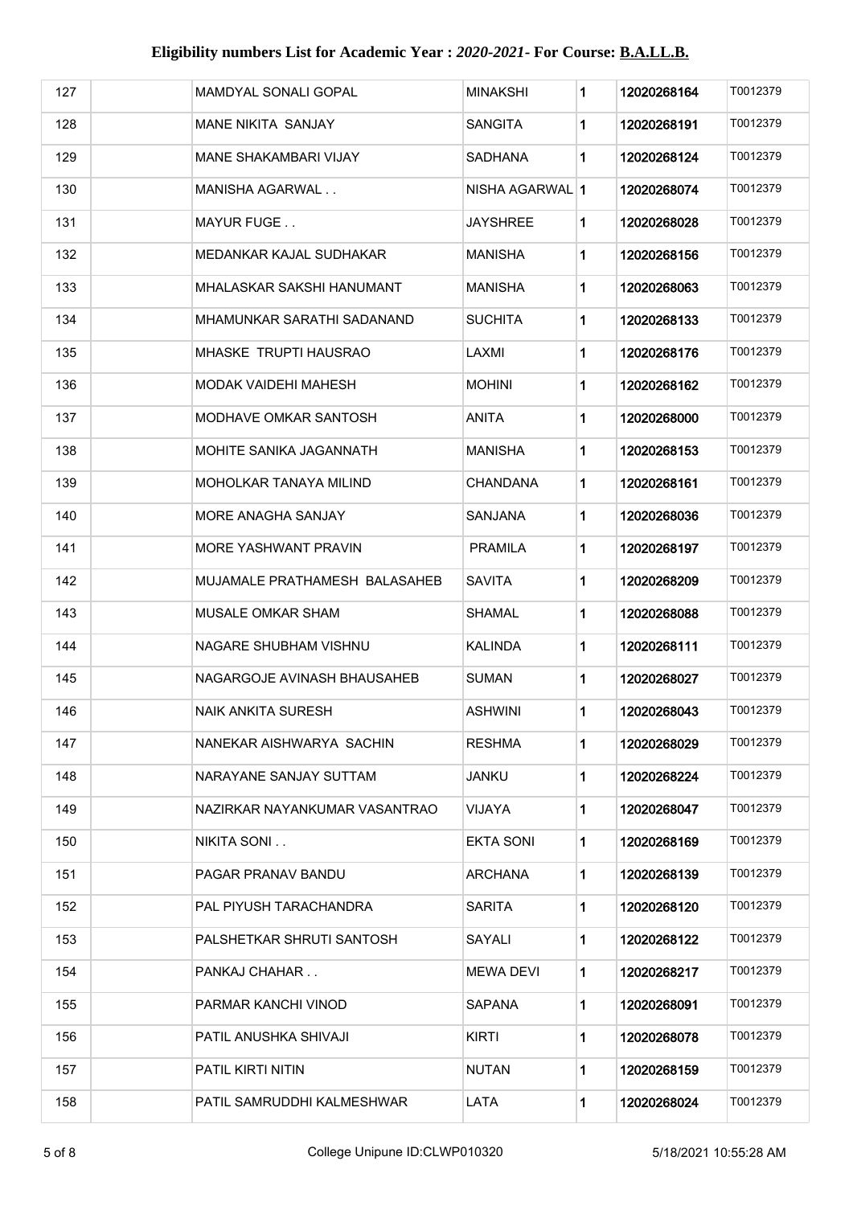# Eligibility numbers List for Academic Year : *2020-2021*- For Course: B.A.LL.B.

| | | | | | | |
|---|---|---|---|---|---|---|
| 127 | | MAMDYAL SONALI GOPAL | MINAKSHI | 1 | 12020268164 | T0012379 |
| 128 | | MANE NIKITA SANJAY | SANGITA | 1 | 12020268191 | T0012379 |
| 129 | | MANE SHAKAMBARI VIJAY | SADHANA | 1 | 12020268124 | T0012379 |
| 130 | | MANISHA AGARWAL . . | NISHA AGARWAL | 1 | 12020268074 | T0012379 |
| 131 | | MAYUR FUGE . . | JAYSHREE | 1 | 12020268028 | T0012379 |
| 132 | | MEDANKAR KAJAL SUDHAKAR | MANISHA | 1 | 12020268156 | T0012379 |
| 133 | | MHALASKAR SAKSHI HANUMANT | MANISHA | 1 | 12020268063 | T0012379 |
| 134 | | MHAMUNKAR SARATHI SADANAND | SUCHITA | 1 | 12020268133 | T0012379 |
| 135 | | MHASKE TRUPTI HAUSRAO | LAXMI | 1 | 12020268176 | T0012379 |
| 136 | | MODAK VAIDEHI MAHESH | MOHINI | 1 | 12020268162 | T0012379 |
| 137 | | MODHAVE OMKAR SANTOSH | ANITA | 1 | 12020268000 | T0012379 |
| 138 | | MOHITE SANIKA JAGANNATH | MANISHA | 1 | 12020268153 | T0012379 |
| 139 | | MOHOLKAR TANAYA MILIND | CHANDANA | 1 | 12020268161 | T0012379 |
| 140 | | MORE ANAGHA SANJAY | SANJANA | 1 | 12020268036 | T0012379 |
| 141 | | MORE YASHWANT PRAVIN | PRAMILA | 1 | 12020268197 | T0012379 |
| 142 | | MUJAMALE PRATHAMESH BALASAHEB | SAVITA | 1 | 12020268209 | T0012379 |
| 143 | | MUSALE OMKAR SHAM | SHAMAL | 1 | 12020268088 | T0012379 |
| 144 | | NAGARE SHUBHAM VISHNU | KALINDA | 1 | 12020268111 | T0012379 |
| 145 | | NAGARGOJE AVINASH BHAUSAHEB | SUMAN | 1 | 12020268027 | T0012379 |
| 146 | | NAIK ANKITA SURESH | ASHWINI | 1 | 12020268043 | T0012379 |
| 147 | | NANEKAR AISHWARYA SACHIN | RESHMA | 1 | 12020268029 | T0012379 |
| 148 | | NARAYANE SANJAY SUTTAM | JANKU | 1 | 12020268224 | T0012379 |
| 149 | | NAZIRKAR NAYANKUMAR VASANTRAO | VIJAYA | 1 | 12020268047 | T0012379 |
| 150 | | NIKITA SONI . . | EKTA SONI | 1 | 12020268169 | T0012379 |
| 151 | | PAGAR PRANAV BANDU | ARCHANA | 1 | 12020268139 | T0012379 |
| 152 | | PAL PIYUSH TARACHANDRA | SARITA | 1 | 12020268120 | T0012379 |
| 153 | | PALSHETKAR SHRUTI SANTOSH | SAYALI | 1 | 12020268122 | T0012379 |
| 154 | | PANKAJ CHAHAR . . | MEWA DEVI | 1 | 12020268217 | T0012379 |
| 155 | | PARMAR KANCHI VINOD | SAPANA | 1 | 12020268091 | T0012379 |
| 156 | | PATIL ANUSHKA SHIVAJI | KIRTI | 1 | 12020268078 | T0012379 |
| 157 | | PATIL KIRTI NITIN | NUTAN | 1 | 12020268159 | T0012379 |
| 158 | | PATIL SAMRUDDHI KALMESHWAR | LATA | 1 | 12020268024 | T0012379 |

College Unipune ID:CLWP010320 5/18/2021 10:55:28 AM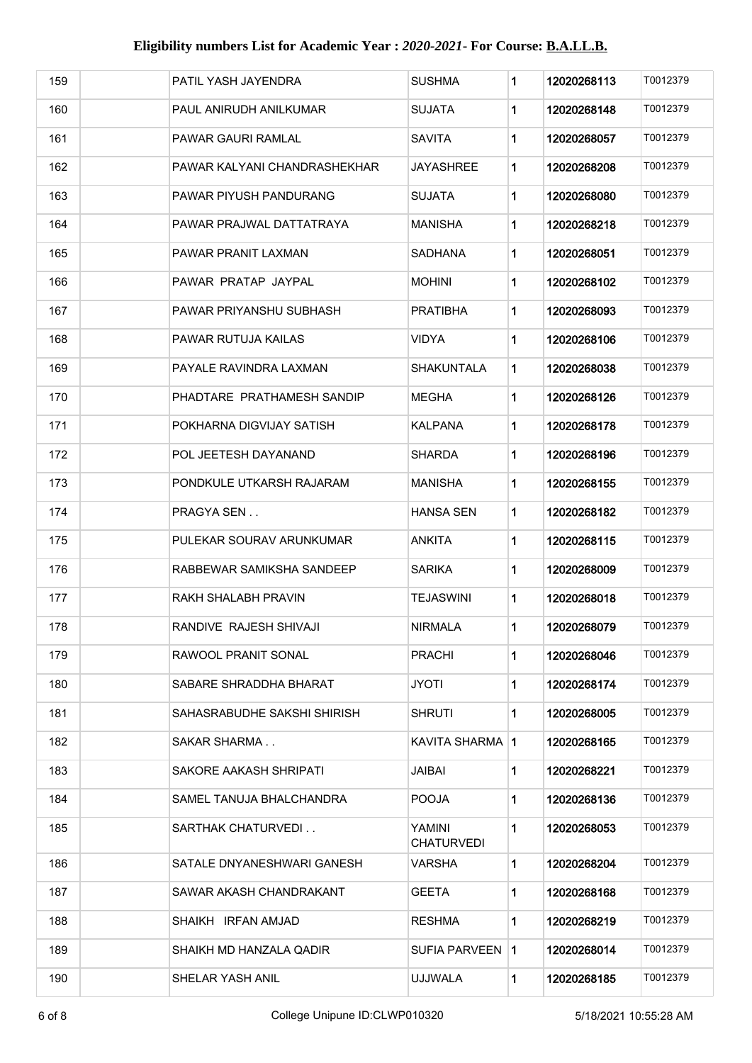# Eligibility numbers List for Academic Year : *2020-2021*- For Course: B.A.LL.B.

| | | | | | | |
|---|---|---|---|---|---|---|
| 159 | | PATIL YASH JAYENDRA | SUSHMA | 1 | 12020268113 | T0012379 |
| 160 | | PAUL ANIRUDH ANILKUMAR | SUJATA | 1 | 12020268148 | T0012379 |
| 161 | | PAWAR GAURI RAMLAL | SAVITA | 1 | 12020268057 | T0012379 |
| 162 | | PAWAR KALYANI CHANDRASHEKHAR | JAYASHREE | 1 | 12020268208 | T0012379 |
| 163 | | PAWAR PIYUSH PANDURANG | SUJATA | 1 | 12020268080 | T0012379 |
| 164 | | PAWAR PRAJWAL DATTATRAYA | MANISHA | 1 | 12020268218 | T0012379 |
| 165 | | PAWAR PRANIT LAXMAN | SADHANA | 1 | 12020268051 | T0012379 |
| 166 | | PAWAR PRATAP JAYPAL | MOHINI | 1 | 12020268102 | T0012379 |
| 167 | | PAWAR PRIYANSHU SUBHASH | PRATIBHA | 1 | 12020268093 | T0012379 |
| 168 | | PAWAR RUTUJA KAILAS | VIDYA | 1 | 12020268106 | T0012379 |
| 169 | | PAYALE RAVINDRA LAXMAN | SHAKUNTALA | 1 | 12020268038 | T0012379 |
| 170 | | PHADTARE PRATHAMESH SANDIP | MEGHA | 1 | 12020268126 | T0012379 |
| 171 | | POKHARNA DIGVIJAY SATISH | KALPANA | 1 | 12020268178 | T0012379 |
| 172 | | POL JEETESH DAYANAND | SHARDA | 1 | 12020268196 | T0012379 |
| 173 | | PONDKULE UTKARSH RAJARAM | MANISHA | 1 | 12020268155 | T0012379 |
| 174 | | PRAGYA SEN . . | HANSA SEN | 1 | 12020268182 | T0012379 |
| 175 | | PULEKAR SOURAV ARUNKUMAR | ANKITA | 1 | 12020268115 | T0012379 |
| 176 | | RABBEWAR SAMIKSHA SANDEEP | SARIKA | 1 | 12020268009 | T0012379 |
| 177 | | RAKH SHALABH PRAVIN | TEJASWINI | 1 | 12020268018 | T0012379 |
| 178 | | RANDIVE RAJESH SHIVAJI | NIRMALA | 1 | 12020268079 | T0012379 |
| 179 | | RAWOOL PRANIT SONAL | PRACHI | 1 | 12020268046 | T0012379 |
| 180 | | SABARE SHRADDHA BHARAT | JYOTI | 1 | 12020268174 | T0012379 |
| 181 | | SAHASRABUDHE SAKSHI SHIRISH | SHRUTI | 1 | 12020268005 | T0012379 |
| 182 | | SAKAR SHARMA . . | KAVITA SHARMA | 1 | 12020268165 | T0012379 |
| 183 | | SAKORE AAKASH SHRIPATI | JAIBAI | 1 | 12020268221 | T0012379 |
| 184 | | SAMEL TANUJA BHALCHANDRA | POOJA | 1 | 12020268136 | T0012379 |
| 185 | | SARTHAK CHATURVEDI . . | YAMINI CHATURVEDI | 1 | 12020268053 | T0012379 |
| 186 | | SATALE DNYANESHWARI GANESH | VARSHA | 1 | 12020268204 | T0012379 |
| 187 | | SAWAR AKASH CHANDRAKANT | GEETA | 1 | 12020268168 | T0012379 |
| 188 | | SHAIKH IRFAN AMJAD | RESHMA | 1 | 12020268219 | T0012379 |
| 189 | | SHAIKH MD HANZALA QADIR | SUFIA PARVEEN | 1 | 12020268014 | T0012379 |
| 190 | | SHELAR YASH ANIL | UJJWALA | 1 | 12020268185 | T0012379 |

College Unipune ID:CLWP010320 5/18/2021 10:55:28 AM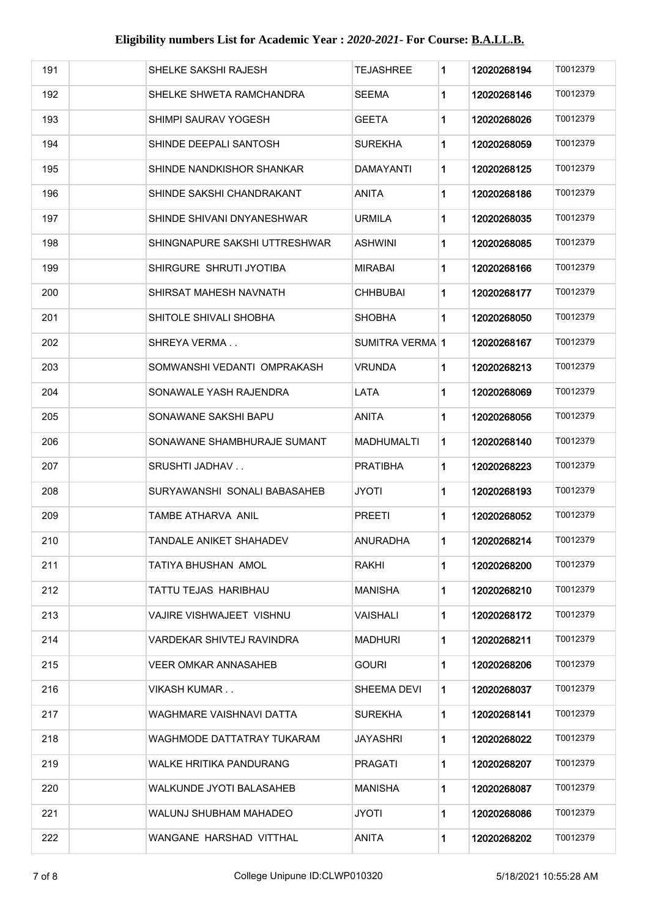**Eligibility numbers List for Academic Year :** ***2020-2021*****- For Course: B.A.LL.B.**

| | | | | | | |
|---|---|---|---|---|---|---|
| 191 | | SHELKE SAKSHI RAJESH | TEJASHREE | 1 | 12020268194 | T0012379 |
| 192 | | SHELKE SHWETA RAMCHANDRA | SEEMA | 1 | 12020268146 | T0012379 |
| 193 | | SHIMPI SAURAV YOGESH | GEETA | 1 | 12020268026 | T0012379 |
| 194 | | SHINDE DEEPALI SANTOSH | SUREKHA | 1 | 12020268059 | T0012379 |
| 195 | | SHINDE NANDKISHOR SHANKAR | DAMAYANTI | 1 | 12020268125 | T0012379 |
| 196 | | SHINDE SAKSHI CHANDRAKANT | ANITA | 1 | 12020268186 | T0012379 |
| 197 | | SHINDE SHIVANI DNYANESHWAR | URMILA | 1 | 12020268035 | T0012379 |
| 198 | | SHINGNAPURE SAKSHI UTTRESHWAR | ASHWINI | 1 | 12020268085 | T0012379 |
| 199 | | SHIRGURE SHRUTI JYOTIBA | MIRABAI | 1 | 12020268166 | T0012379 |
| 200 | | SHIRSAT MAHESH NAVNATH | CHHBUBAI | 1 | 12020268177 | T0012379 |
| 201 | | SHITOLE SHIVALI SHOBHA | SHOBHA | 1 | 12020268050 | T0012379 |
| 202 | | SHREYA VERMA . . | SUMITRA VERMA | 1 | 12020268167 | T0012379 |
| 203 | | SOMWANSHI VEDANTI OMPRAKASH | VRUNDA | 1 | 12020268213 | T0012379 |
| 204 | | SONAWALE YASH RAJENDRA | LATA | 1 | 12020268069 | T0012379 |
| 205 | | SONAWANE SAKSHI BAPU | ANITA | 1 | 12020268056 | T0012379 |
| 206 | | SONAWANE SHAMBHURAJE SUMANT | MADHUMALTI | 1 | 12020268140 | T0012379 |
| 207 | | SRUSHTI JADHAV . . | PRATIBHA | 1 | 12020268223 | T0012379 |
| 208 | | SURYAWANSHI SONALI BABASAHEB | JYOTI | 1 | 12020268193 | T0012379 |
| 209 | | TAMBE ATHARVA ANIL | PREETI | 1 | 12020268052 | T0012379 |
| 210 | | TANDALE ANIKET SHAHADEV | ANURADHA | 1 | 12020268214 | T0012379 |
| 211 | | TATIYA BHUSHAN AMOL | RAKHI | 1 | 12020268200 | T0012379 |
| 212 | | TATTU TEJAS HARIBHAU | MANISHA | 1 | 12020268210 | T0012379 |
| 213 | | VAJIRE VISHWAJEET VISHNU | VAISHALI | 1 | 12020268172 | T0012379 |
| 214 | | VARDEKAR SHIVTEJ RAVINDRA | MADHURI | 1 | 12020268211 | T0012379 |
| 215 | | VEER OMKAR ANNASAHEB | GOURI | 1 | 12020268206 | T0012379 |
| 216 | | VIKASH KUMAR . . | SHEEMA DEVI | 1 | 12020268037 | T0012379 |
| 217 | | WAGHMARE VAISHNAVI DATTA | SUREKHA | 1 | 12020268141 | T0012379 |
| 218 | | WAGHMODE DATTATRAY TUKARAM | JAYASHRI | 1 | 12020268022 | T0012379 |
| 219 | | WALKE HRITIKA PANDURANG | PRAGATI | 1 | 12020268207 | T0012379 |
| 220 | | WALKUNDE JYOTI BALASAHEB | MANISHA | 1 | 12020268087 | T0012379 |
| 221 | | WALUNJ SHUBHAM MAHADEO | JYOTI | 1 | 12020268086 | T0012379 |
| 222 | | WANGANE HARSHAD VITTHAL | ANITA | 1 | 12020268202 | T0012379 |

College Unipune ID:CLWP010320 5/18/2021 10:55:28 AM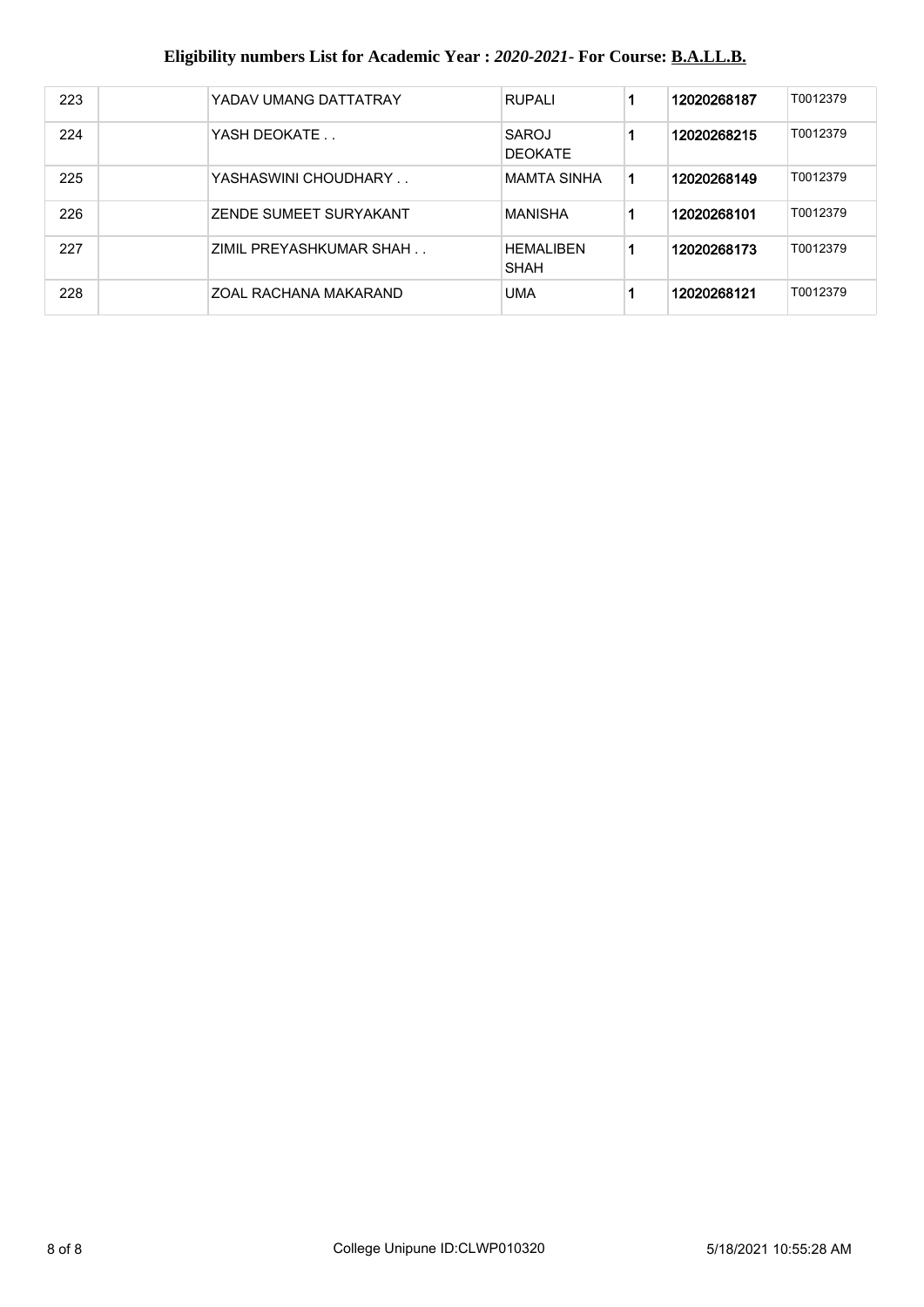# Eligibility numbers List for Academic Year : *2020-2021*- For Course: B.A.LL.B.

| | | | | | | |
|---|---|---|---|---|---|---|
| 223 | | YADAV UMANG DATTATRAY | RUPALI | 1 | 12020268187 | T0012379 |
| 224 | | YASH DEOKATE . . | SAROJ DEOKATE | 1 | 12020268215 | T0012379 |
| 225 | | YASHASWINI CHOUDHARY . . | MAMTA SINHA | 1 | 12020268149 | T0012379 |
| 226 | | ZENDE SUMEET SURYAKANT | MANISHA | 1 | 12020268101 | T0012379 |
| 227 | | ZIMIL PREYASHKUMAR SHAH . . | HEMALIBEN SHAH | 1 | 12020268173 | T0012379 |
| 228 | | ZOAL RACHANA MAKARAND | UMA | 1 | 12020268121 | T0012379 |

College Unipune ID:CLWP010320

5/18/2021 10:55:28 AM